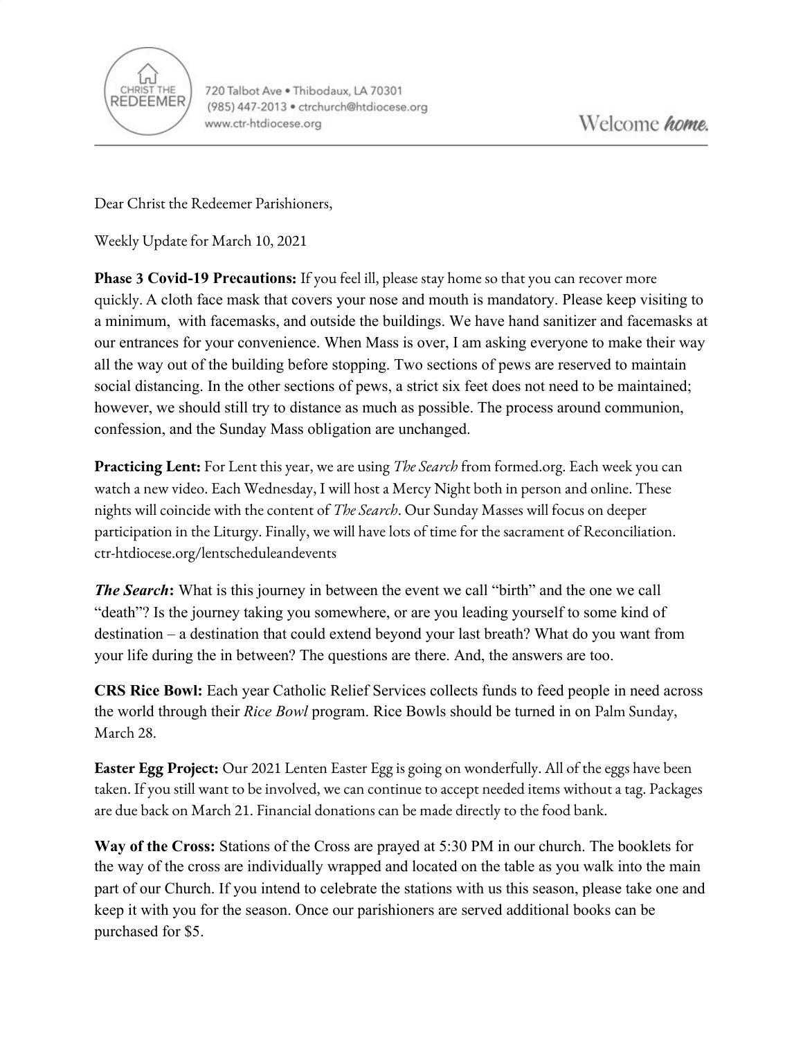CHRIST THE REDEEMER

720 Talbot Ave • Thibodaux, LA 70301
(985) 447-2013 • ctrchurch@htdiocese.org
www.ctr-htdiocese.org

Welcome *home.*

Dear Christ the Redeemer Parishioners,

Weekly Update for March 10, 2021

**Phase 3 Covid-19 Precautions:** If you feel ill, please stay home so that you can recover more quickly. A cloth face mask that covers your nose and mouth is mandatory. Please keep visiting to a minimum, with facemasks, and outside the buildings. We have hand sanitizer and facemasks at our entrances for your convenience. When Mass is over, I am asking everyone to make their way all the way out of the building before stopping. Two sections of pews are reserved to maintain social distancing. In the other sections of pews, a strict six feet does not need to be maintained; however, we should still try to distance as much as possible. The process around communion, confession, and the Sunday Mass obligation are unchanged.

**Practicing Lent:** For Lent this year, we are using *The Search* from formed.org. Each week you can watch a new video. Each Wednesday, I will host a Mercy Night both in person and online. These nights will coincide with the content of *The Search*. Our Sunday Masses will focus on deeper participation in the Liturgy. Finally, we will have lots of time for the sacrament of Reconciliation. ctr-htdiocese.org/lentscheduleandevents

***The Search*:** What is this journey in between the event we call "birth" and the one we call "death"? Is the journey taking you somewhere, or are you leading yourself to some kind of destination – a destination that could extend beyond your last breath? What do you want from your life during the in between? The questions are there. And, the answers are too.

**CRS Rice Bowl:** Each year Catholic Relief Services collects funds to feed people in need across the world through their *Rice Bowl* program. Rice Bowls should be turned in on Palm Sunday, March 28.

**Easter Egg Project:** Our 2021 Lenten Easter Egg is going on wonderfully. All of the eggs have been taken. If you still want to be involved, we can continue to accept needed items without a tag. Packages are due back on March 21. Financial donations can be made directly to the food bank.

**Way of the Cross:** Stations of the Cross are prayed at 5:30 PM in our church. The booklets for the way of the cross are individually wrapped and located on the table as you walk into the main part of our Church. If you intend to celebrate the stations with us this season, please take one and keep it with you for the season. Once our parishioners are served additional books can be purchased for $5.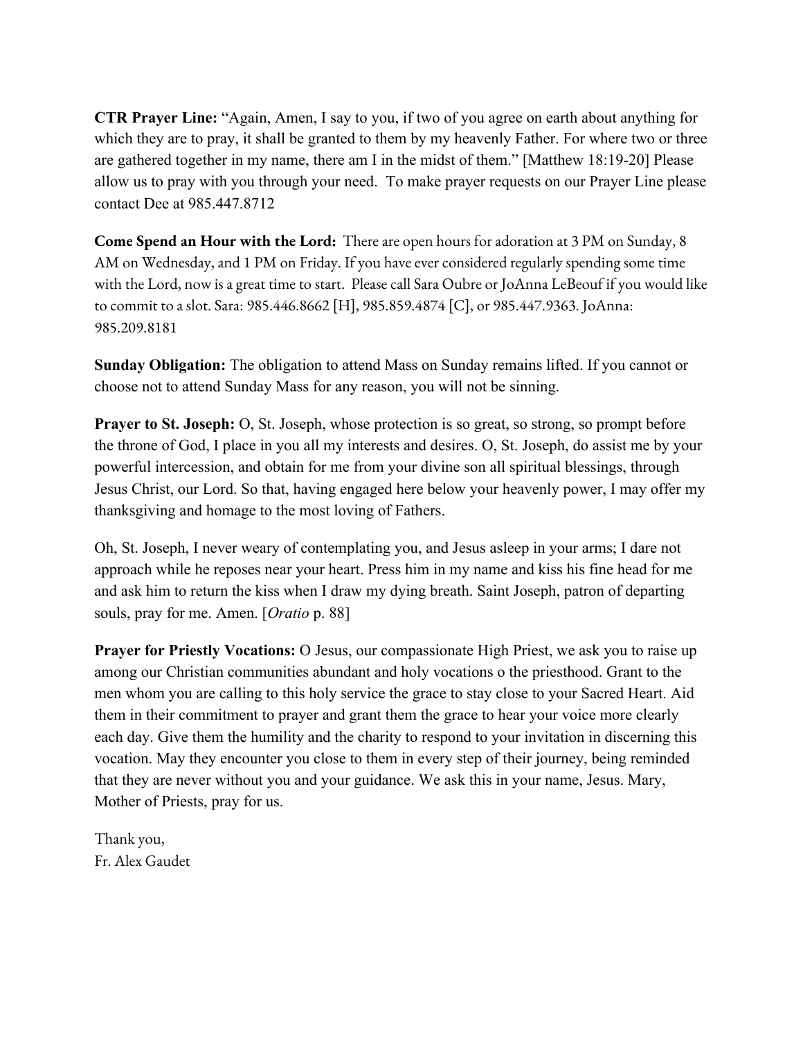**CTR Prayer Line:** "Again, Amen, I say to you, if two of you agree on earth about anything for which they are to pray, it shall be granted to them by my heavenly Father. For where two or three are gathered together in my name, there am I in the midst of them." [Matthew 18:19-20] Please allow us to pray with you through your need. To make prayer requests on our Prayer Line please contact Dee at 985.447.8712

**Come Spend an Hour with the Lord:** There are open hours for adoration at 3 PM on Sunday, 8 AM on Wednesday, and 1 PM on Friday. If you have ever considered regularly spending some time with the Lord, now is a great time to start. Please call Sara Oubre or JoAnna LeBeouf if you would like to commit to a slot. Sara: 985.446.8662 [H], 985.859.4874 [C], or 985.447.9363. JoAnna: 985.209.8181

**Sunday Obligation:** The obligation to attend Mass on Sunday remains lifted. If you cannot or choose not to attend Sunday Mass for any reason, you will not be sinning.

**Prayer to St. Joseph:** O, St. Joseph, whose protection is so great, so strong, so prompt before the throne of God, I place in you all my interests and desires. O, St. Joseph, do assist me by your powerful intercession, and obtain for me from your divine son all spiritual blessings, through Jesus Christ, our Lord. So that, having engaged here below your heavenly power, I may offer my thanksgiving and homage to the most loving of Fathers.

Oh, St. Joseph, I never weary of contemplating you, and Jesus asleep in your arms; I dare not approach while he reposes near your heart. Press him in my name and kiss his fine head for me and ask him to return the kiss when I draw my dying breath. Saint Joseph, patron of departing souls, pray for me. Amen. [*Oratio* p. 88]

**Prayer for Priestly Vocations:** O Jesus, our compassionate High Priest, we ask you to raise up among our Christian communities abundant and holy vocations o the priesthood. Grant to the men whom you are calling to this holy service the grace to stay close to your Sacred Heart. Aid them in their commitment to prayer and grant them the grace to hear your voice more clearly each day. Give them the humility and the charity to respond to your invitation in discerning this vocation. May they encounter you close to them in every step of their journey, being reminded that they are never without you and your guidance. We ask this in your name, Jesus. Mary, Mother of Priests, pray for us.

Thank you,
Fr. Alex Gaudet